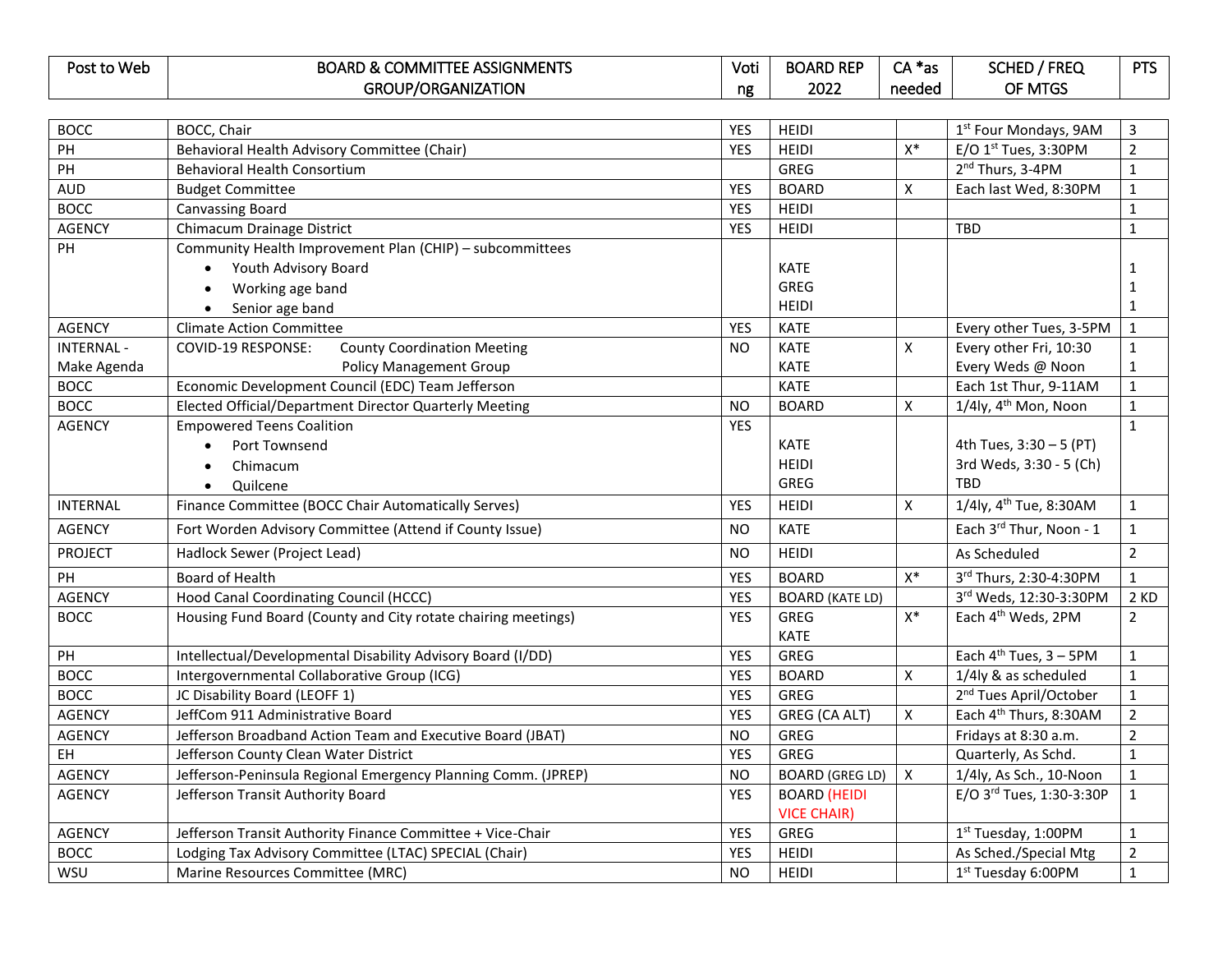| Post to Web | BOARD & COMMITTEE ASSIGNMENTS GROUP/ORGANIZATION | Voting | BOARD REP 2022 | CA *as needed | SCHED / FREQ OF MTGS | PTS |
|---|---|---|---|---|---|---|
| BOCC | BOCC, Chair | YES | HEIDI | | 1st Four Mondays, 9AM | 3 |
| PH | Behavioral Health Advisory Committee (Chair) | YES | HEIDI | X* | E/O 1st Tues, 3:30PM | 2 |
| PH | Behavioral Health Consortium | | GREG | | 2nd Thurs, 3-4PM | 1 |
| AUD | Budget Committee | YES | BOARD | X | Each last Wed, 8:30PM | 1 |
| BOCC | Canvassing Board | YES | HEIDI | | | 1 |
| AGENCY | Chimacum Drainage District | YES | HEIDI | | TBD | 1 |
| PH | Community Health Improvement Plan (CHIP) – subcommittees<br>• Youth Advisory Board<br>• Working age band<br>• Senior age band | | <br>KATE<br>GREG<br>HEIDI | | | <br>1<br>1<br>1 |
| AGENCY | Climate Action Committee | YES | KATE | | Every other Tues, 3-5PM | 1 |
| INTERNAL - Make Agenda | COVID-19 RESPONSE: County Coordination Meeting<br>Policy Management Group | NO | KATE<br>KATE | X | Every other Fri, 10:30<br>Every Weds @ Noon | 1<br>1 |
| BOCC | Economic Development Council (EDC) Team Jefferson | | KATE | | Each 1st Thur, 9-11AM | 1 |
| BOCC | Elected Official/Department Director Quarterly Meeting | NO | BOARD | X | 1/4ly, 4th Mon, Noon | 1 |
| AGENCY | Empowered Teens Coalition<br>• Port Townsend<br>• Chimacum<br>• Quilcene | YES | <br>KATE<br>HEIDI<br>GREG | | <br>4th Tues, 3:30 – 5 (PT)<br>3rd Weds, 3:30 - 5 (Ch)<br>TBD | 1 |
| INTERNAL | Finance Committee (BOCC Chair Automatically Serves) | YES | HEIDI | X | 1/4ly, 4th Tue, 8:30AM | 1 |
| AGENCY | Fort Worden Advisory Committee (Attend if County Issue) | NO | KATE | | Each 3rd Thur, Noon - 1 | 1 |
| PROJECT | Hadlock Sewer (Project Lead) | NO | HEIDI | | As Scheduled | 2 |
| PH | Board of Health | YES | BOARD | X* | 3rd Thurs, 2:30-4:30PM | 1 |
| AGENCY | Hood Canal Coordinating Council (HCCC) | YES | BOARD (KATE LD) | | 3rd Weds, 12:30-3:30PM | 2 KD |
| BOCC | Housing Fund Board (County and City rotate chairing meetings) | YES | GREG<br>KATE | X* | Each 4th Weds, 2PM | 2 |
| PH | Intellectual/Developmental Disability Advisory Board (I/DD) | YES | GREG | | Each 4th Tues, 3 – 5PM | 1 |
| BOCC | Intergovernmental Collaborative Group (ICG) | YES | BOARD | X | 1/4ly & as scheduled | 1 |
| BOCC | JC Disability Board (LEOFF 1) | YES | GREG | | 2nd Tues April/October | 1 |
| AGENCY | JeffCom 911 Administrative Board | YES | GREG (CA ALT) | X | Each 4th Thurs, 8:30AM | 2 |
| AGENCY | Jefferson Broadband Action Team and Executive Board (JBAT) | NO | GREG | | Fridays at 8:30 a.m. | 2 |
| EH | Jefferson County Clean Water District | YES | GREG | | Quarterly, As Schd. | 1 |
| AGENCY | Jefferson-Peninsula Regional Emergency Planning Comm. (JPREP) | NO | BOARD (GREG LD) | X | 1/4ly, As Sch., 10-Noon | 1 |
| AGENCY | Jefferson Transit Authority Board | YES | BOARD (HEIDI VICE CHAIR) | | E/O 3rd Tues, 1:30-3:30P | 1 |
| AGENCY | Jefferson Transit Authority Finance Committee + Vice-Chair | YES | GREG | | 1st Tuesday, 1:00PM | 1 |
| BOCC | Lodging Tax Advisory Committee (LTAC) SPECIAL (Chair) | YES | HEIDI | | As Sched./Special Mtg | 2 |
| WSU | Marine Resources Committee (MRC) | NO | HEIDI | | 1st Tuesday 6:00PM | 1 |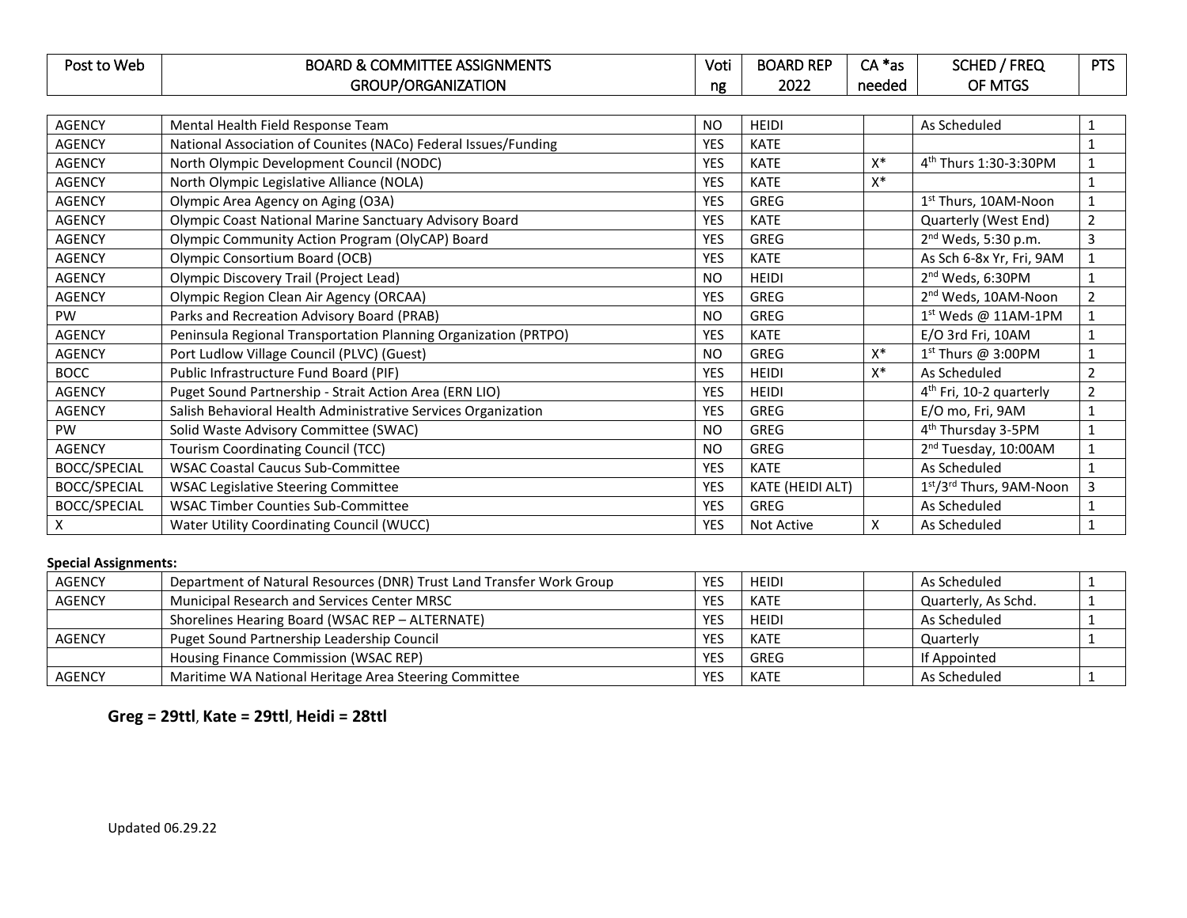| Post to Web | BOARD & COMMITTEE ASSIGNMENTS GROUP/ORGANIZATION | Voting | BOARD REP 2022 | CA *as needed | SCHED / FREQ OF MTGS | PTS |
|---|---|---|---|---|---|---|
| AGENCY | Mental Health Field Response Team | NO | HEIDI | | As Scheduled | 1 |
| AGENCY | National Association of Counites (NACo) Federal Issues/Funding | YES | KATE | | | 1 |
| AGENCY | North Olympic Development Council (NODC) | YES | KATE | X* | 4th Thurs 1:30-3:30PM | 1 |
| AGENCY | North Olympic Legislative Alliance (NOLA) | YES | KATE | X* | | 1 |
| AGENCY | Olympic Area Agency on Aging (O3A) | YES | GREG | | 1st Thurs, 10AM-Noon | 1 |
| AGENCY | Olympic Coast National Marine Sanctuary Advisory Board | YES | KATE | | Quarterly (West End) | 2 |
| AGENCY | Olympic Community Action Program (OlyCAP) Board | YES | GREG | | 2nd Weds, 5:30 p.m. | 3 |
| AGENCY | Olympic Consortium Board (OCB) | YES | KATE | | As Sch 6-8x Yr, Fri, 9AM | 1 |
| AGENCY | Olympic Discovery Trail (Project Lead) | NO | HEIDI | | 2nd Weds, 6:30PM | 1 |
| AGENCY | Olympic Region Clean Air Agency (ORCAA) | YES | GREG | | 2nd Weds, 10AM-Noon | 2 |
| PW | Parks and Recreation Advisory Board (PRAB) | NO | GREG | | 1st Weds @ 11AM-1PM | 1 |
| AGENCY | Peninsula Regional Transportation Planning Organization (PRTPO) | YES | KATE | | E/O 3rd Fri, 10AM | 1 |
| AGENCY | Port Ludlow Village Council (PLVC) (Guest) | NO | GREG | X* | 1st Thurs @ 3:00PM | 1 |
| BOCC | Public Infrastructure Fund Board (PIF) | YES | HEIDI | X* | As Scheduled | 2 |
| AGENCY | Puget Sound Partnership - Strait Action Area (ERN LIO) | YES | HEIDI | | 4th Fri, 10-2 quarterly | 2 |
| AGENCY | Salish Behavioral Health Administrative Services Organization | YES | GREG | | E/O mo, Fri, 9AM | 1 |
| PW | Solid Waste Advisory Committee (SWAC) | NO | GREG | | 4th Thursday 3-5PM | 1 |
| AGENCY | Tourism Coordinating Council (TCC) | NO | GREG | | 2nd Tuesday, 10:00AM | 1 |
| BOCC/SPECIAL | WSAC Coastal Caucus Sub-Committee | YES | KATE | | As Scheduled | 1 |
| BOCC/SPECIAL | WSAC Legislative Steering Committee | YES | KATE (HEIDI ALT) | | 1st/3rd Thurs, 9AM-Noon | 3 |
| BOCC/SPECIAL | WSAC Timber Counties Sub-Committee | YES | GREG | | As Scheduled | 1 |
| X | Water Utility Coordinating Council (WUCC) | YES | Not Active | X | As Scheduled | 1 |

**Special Assignments:**

| | | | | | | |
|---|---|---|---|---|---|---|
| AGENCY | Department of Natural Resources (DNR) Trust Land Transfer Work Group | YES | HEIDI | | As Scheduled | 1 |
| AGENCY | Municipal Research and Services Center MRSC | YES | KATE | | Quarterly, As Schd. | 1 |
| | Shorelines Hearing Board (WSAC REP – ALTERNATE) | YES | HEIDI | | As Scheduled | 1 |
| AGENCY | Puget Sound Partnership Leadership Council | YES | KATE | | Quarterly | 1 |
| | Housing Finance Commission (WSAC REP) | YES | GREG | | If Appointed | |
| AGENCY | Maritime WA National Heritage Area Steering Committee | YES | KATE | | As Scheduled | 1 |

**Greg = 29ttl, Kate = 29ttl, Heidi = 28ttl**

Updated 06.29.22